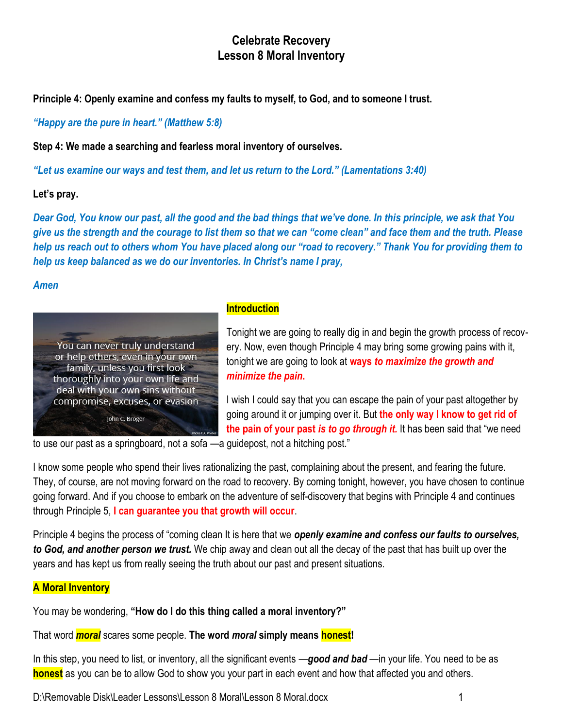# Celebrate Recovery
## Lesson 8 Moral Inventory

**Principle 4: Openly examine and confess my faults to myself, to God, and to someone I trust.**

***"Happy are the pure in heart." (Matthew 5:8)***

**Step 4: We made a searching and fearless moral inventory of ourselves.**

***"Let us examine our ways and test them, and let us return to the Lord." (Lamentations 3:40)***

**Let's pray.**

***Dear God, You know our past, all the good and the bad things that we've done. In this principle, we ask that You give us the strength and the courage to list them so that we can "come clean" and face them and the truth. Please help us reach out to others whom You have placed along our "road to recovery." Thank You for providing them to help us keep balanced as we do our inventories. In Christ's name I pray,***

***Amen***

You can never truly understand or help others, even in your own family, unless you first look thoroughly into your own life and deal with your own sins without compromise, excuses, or evasion

John C. Broger

### Introduction

Tonight we are going to really dig in and begin the growth process of recovery. Now, even though Principle 4 may bring some growing pains with it, tonight we are going to look at **ways *to maximize the growth and minimize the pain*.**

I wish I could say that you can escape the pain of your past altogether by going around it or jumping over it. But **the only way I know to get rid of the pain of your past *is to go through it.*** It has been said that "we need to use our past as a springboard, not a sofa —a guidepost, not a hitching post."

I know some people who spend their lives rationalizing the past, complaining about the present, and fearing the future. They, of course, are not moving forward on the road to recovery. By coming tonight, however, you have chosen to continue going forward. And if you choose to embark on the adventure of self-discovery that begins with Principle 4 and continues through Principle 5, **I can guarantee you that growth will occur**.

Principle 4 begins the process of "coming clean It is here that we ***openly examine and confess our faults to ourselves, to God, and another person we trust.*** We chip away and clean out all the decay of the past that has built up over the years and has kept us from really seeing the truth about our past and present situations.

### A Moral Inventory

You may be wondering, **"How do I do this thing called a moral inventory?"**

That word ***moral*** scares some people. **The word *moral* simply means honest!**

In this step, you need to list, or inventory, all the significant events —***good and bad*** —in your life. You need to be as **honest** as you can be to allow God to show you your part in each event and how that affected you and others.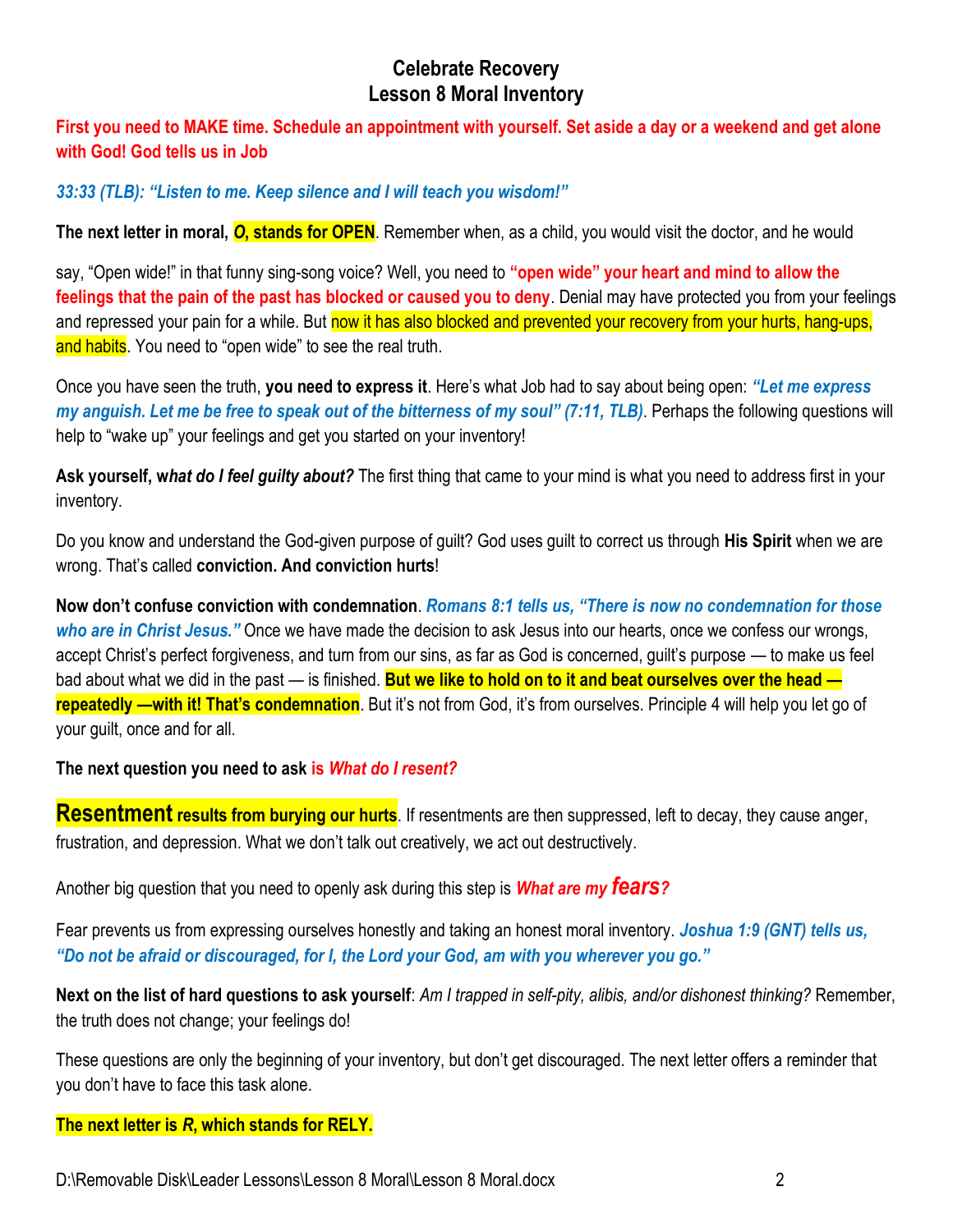# Celebrate Recovery
# Lesson 8 Moral Inventory

**First you need to MAKE time. Schedule an appointment with yourself. Set aside a day or a weekend and get alone with God! God tells us in Job**

***33:33 (TLB): "Listen to me. Keep silence and I will teach you wisdom!"***

**The next letter in moral, *O*, stands for OPEN**. Remember when, as a child, you would visit the doctor, and he would

say, "Open wide!" in that funny sing-song voice? Well, you need to **"open wide" your heart and mind to allow the feelings that the pain of the past has blocked or caused you to deny**. Denial may have protected you from your feelings and repressed your pain for a while. But now it has also blocked and prevented your recovery from your hurts, hang-ups, and habits. You need to "open wide" to see the real truth.

Once you have seen the truth, **you need to express it**. Here's what Job had to say about being open: ***"Let me express my anguish. Let me be free to speak out of the bitterness of my soul" (7:11, TLB)***. Perhaps the following questions will help to "wake up" your feelings and get you started on your inventory!

**Ask yourself, w*hat do I feel guilty about?*** The first thing that came to your mind is what you need to address first in your inventory.

Do you know and understand the God-given purpose of guilt? God uses guilt to correct us through **His Spirit** when we are wrong. That's called **conviction. And conviction hurts**!

**Now don't confuse conviction with condemnation**. ***Romans 8:1 tells us, "There is now no condemnation for those who are in Christ Jesus."*** Once we have made the decision to ask Jesus into our hearts, once we confess our wrongs, accept Christ's perfect forgiveness, and turn from our sins, as far as God is concerned, guilt's purpose — to make us feel bad about what we did in the past — is finished. **But we like to hold on to it and beat ourselves over the head — repeatedly —with it! That's condemnation**. But it's not from God, it's from ourselves. Principle 4 will help you let go of your guilt, once and for all.

**The next question you need to ask is *What do I resent?***

**Resentment results from burying our hurts**. If resentments are then suppressed, left to decay, they cause anger, frustration, and depression. What we don't talk out creatively, we act out destructively.

Another big question that you need to openly ask during this step is ***What are my fears?***

Fear prevents us from expressing ourselves honestly and taking an honest moral inventory. ***Joshua 1:9 (GNT) tells us, "Do not be afraid or discouraged, for I, the Lord your God, am with you wherever you go."***

**Next on the list of hard questions to ask yourself**: *Am I trapped in self-pity, alibis, and/or dishonest thinking?* Remember, the truth does not change; your feelings do!

These questions are only the beginning of your inventory, but don't get discouraged. The next letter offers a reminder that you don't have to face this task alone.

**The next letter is *R*, which stands for RELY.**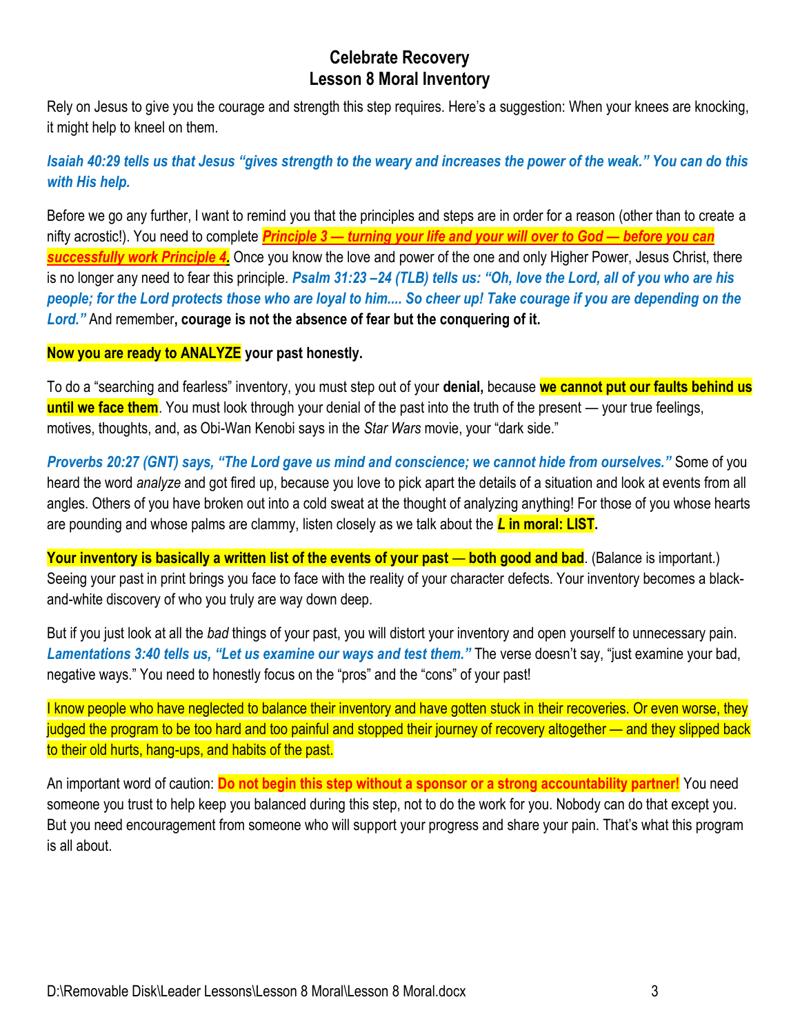**Celebrate Recovery**
**Lesson 8 Moral Inventory**

Rely on Jesus to give you the courage and strength this step requires. Here's a suggestion: When your knees are knocking, it might help to kneel on them.

***Isaiah 40:29 tells us that Jesus "gives strength to the weary and increases the power of the weak." You can do this with His help.***

Before we go any further, I want to remind you that the principles and steps are in order for a reason (other than to create a nifty acrostic!). You need to complete ***Principle 3 — turning your life and your will over to God — before you can successfully work Principle 4.*** Once you know the love and power of the one and only Higher Power, Jesus Christ, there is no longer any need to fear this principle. ***Psalm 31:23 –24 (TLB) tells us: "Oh, love the Lord, all of you who are his people; for the Lord protects those who are loyal to him.... So cheer up! Take courage if you are depending on the Lord."*** And remember**, courage is not the absence of fear but the conquering of it.**

**Now you are ready to ANALYZE your past honestly.**

To do a "searching and fearless" inventory, you must step out of your **denial,** because **we cannot put our faults behind us until we face them**. You must look through your denial of the past into the truth of the present — your true feelings, motives, thoughts, and, as Obi-Wan Kenobi says in the *Star Wars* movie, your "dark side."

***Proverbs 20:27 (GNT) says, "The Lord gave us mind and conscience; we cannot hide from ourselves."*** Some of you heard the word *analyze* and got fired up, because you love to pick apart the details of a situation and look at events from all angles. Others of you have broken out into a cold sweat at the thought of analyzing anything! For those of you whose hearts are pounding and whose palms are clammy, listen closely as we talk about the ***L* in moral: LIST.**

**Your inventory is basically a written list of the events of your past — both good and bad**. (Balance is important.) Seeing your past in print brings you face to face with the reality of your character defects. Your inventory becomes a black-and-white discovery of who you truly are way down deep.

But if you just look at all the *bad* things of your past, you will distort your inventory and open yourself to unnecessary pain. ***Lamentations 3:40 tells us, "Let us examine our ways and test them."*** The verse doesn't say, "just examine your bad, negative ways." You need to honestly focus on the "pros" and the "cons" of your past!

I know people who have neglected to balance their inventory and have gotten stuck in their recoveries. Or even worse, they judged the program to be too hard and too painful and stopped their journey of recovery altogether — and they slipped back to their old hurts, hang-ups, and habits of the past.

An important word of caution: **Do not begin this step without a sponsor or a strong accountability partner!** You need someone you trust to help keep you balanced during this step, not to do the work for you. Nobody can do that except you. But you need encouragement from someone who will support your progress and share your pain. That's what this program is all about.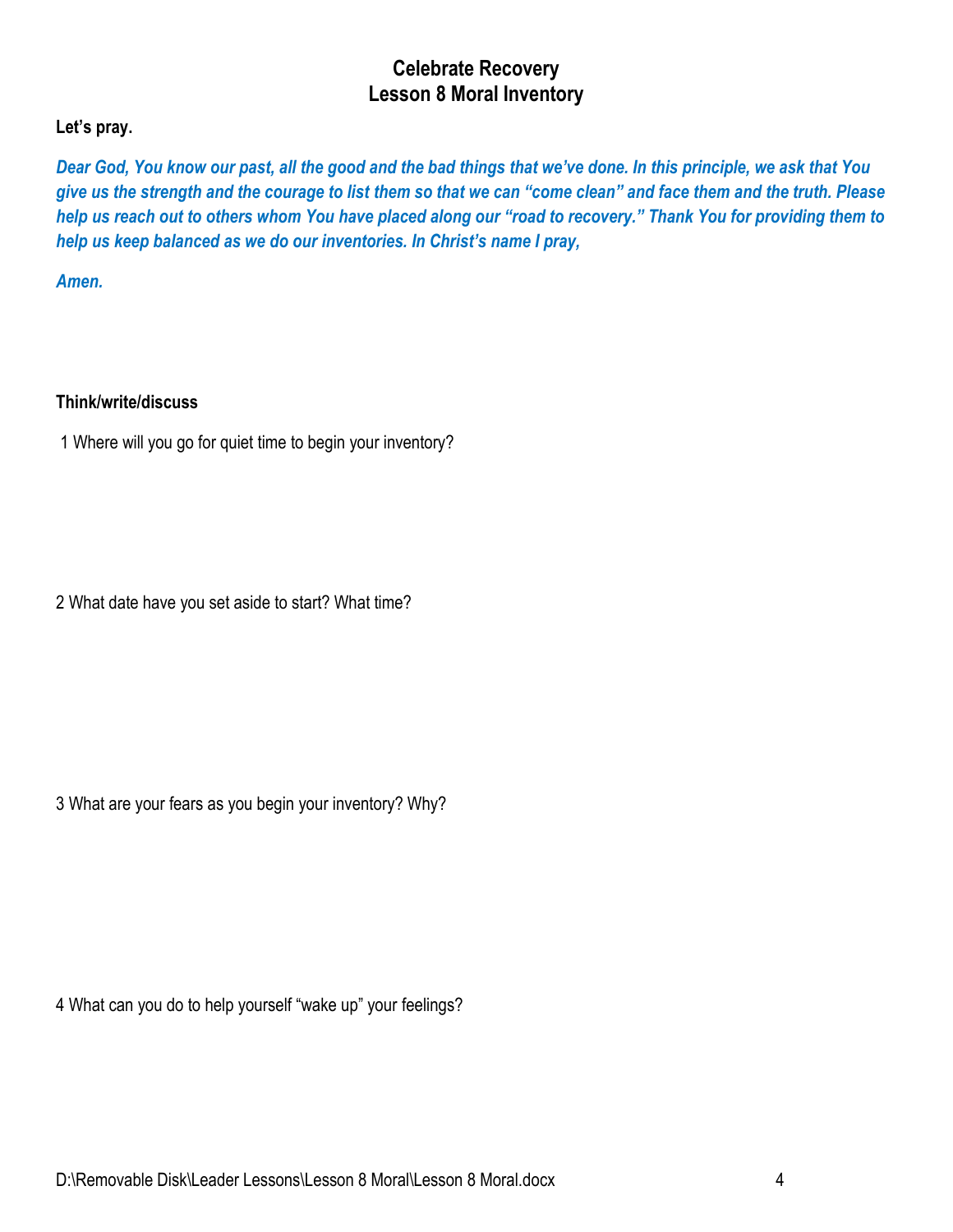# Celebrate Recovery
## Lesson 8 Moral Inventory

**Let's pray.**

***Dear God, You know our past, all the good and the bad things that we've done. In this principle, we ask that You give us the strength and the courage to list them so that we can "come clean" and face them and the truth. Please help us reach out to others whom You have placed along our "road to recovery." Thank You for providing them to help us keep balanced as we do our inventories. In Christ's name I pray,***

***Amen.***

**Think/write/discuss**

1 Where will you go for quiet time to begin your inventory?

2 What date have you set aside to start? What time?

3 What are your fears as you begin your inventory? Why?

4 What can you do to help yourself "wake up" your feelings?

D:\Removable Disk\Leader Lessons\Lesson 8 Moral\Lesson 8 Moral.docx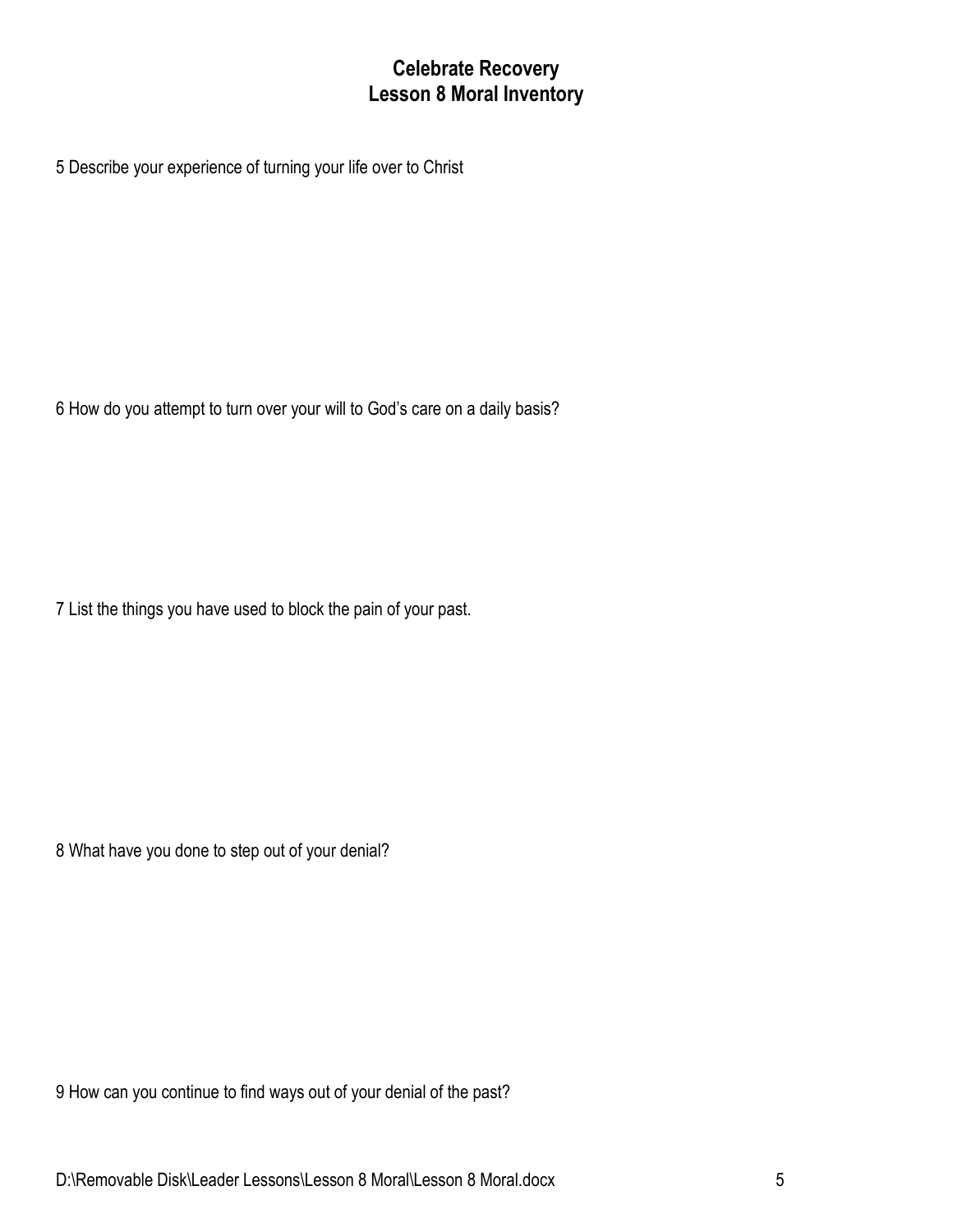# Celebrate Recovery
## Lesson 8 Moral Inventory

5 Describe your experience of turning your life over to Christ

6 How do you attempt to turn over your will to God's care on a daily basis?

7 List the things you have used to block the pain of your past.

8 What have you done to step out of your denial?

9 How can you continue to find ways out of your denial of the past?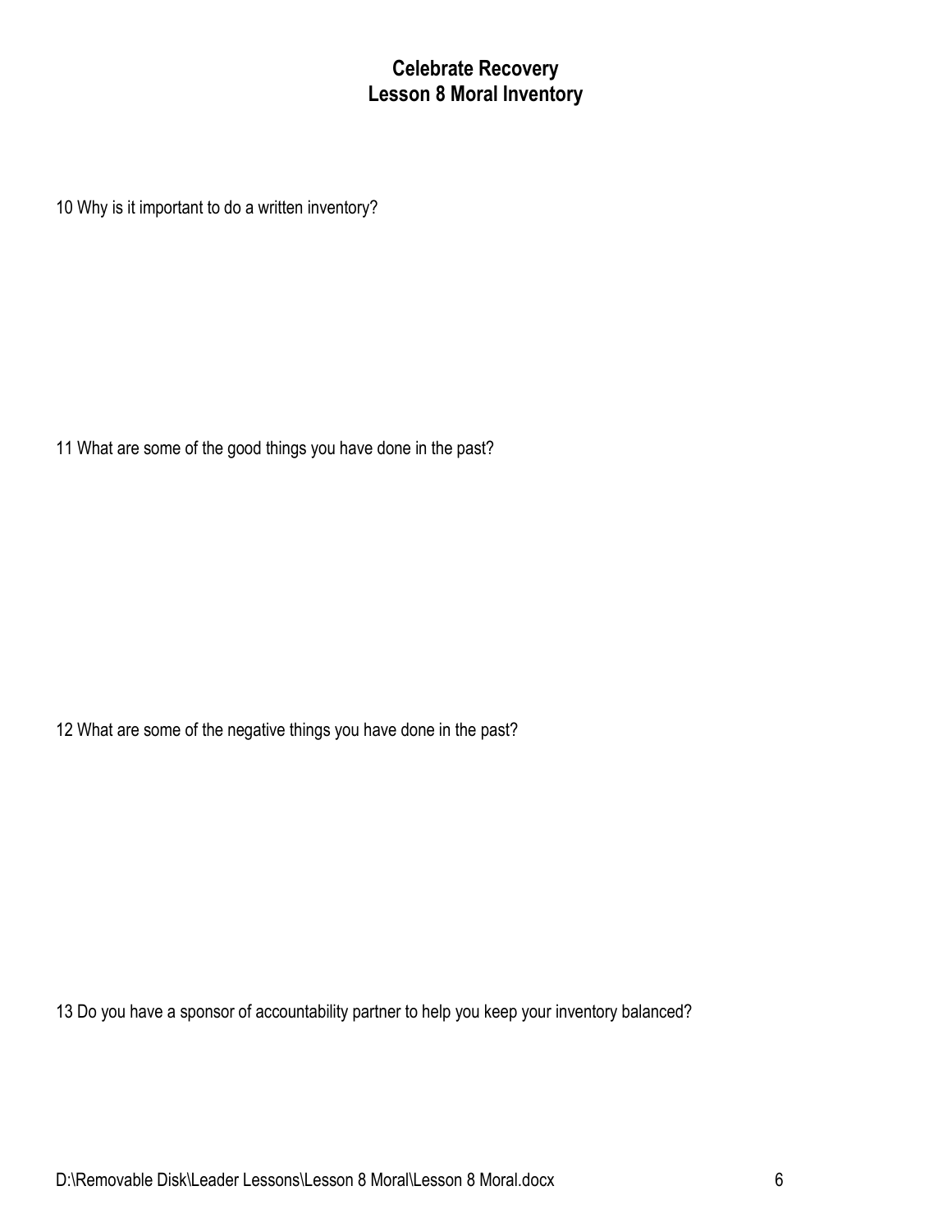# Celebrate Recovery
## Lesson 8 Moral Inventory

10 Why is it important to do a written inventory?

11 What are some of the good things you have done in the past?

12 What are some of the negative things you have done in the past?

13 Do you have a sponsor of accountability partner to help you keep your inventory balanced?